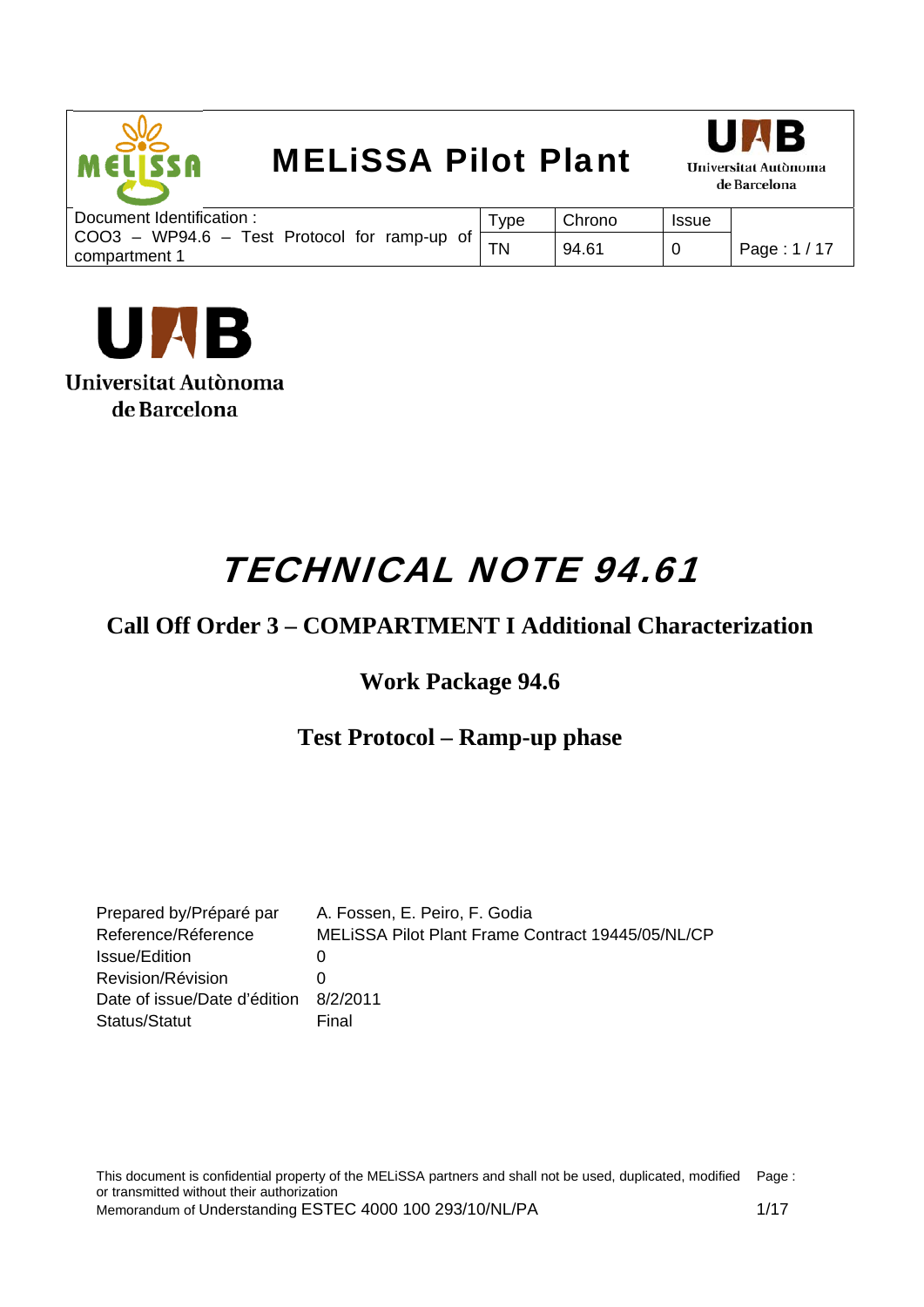Universitat Autònoma de Barcelona

# TECHNICAL NOTE 94.61

## Call Off Order 3 – COMPARTMENT I Additional Characterization

### Work Package 94.6

### Test Protocol – Ramp-up phase

| | |
|---|---|
| Prepared by/Préparé par | A. Fossen, E. Peiro, F. Godia |
| Reference/Réference | MELiSSA Pilot Plant Frame Contract 19445/05/NL/CP |
| Issue/Edition | 0 |
| Revision/Révision | 0 |
| Date of issue/Date d'édition | 8/2/2011 |
| Status/Statut | Final |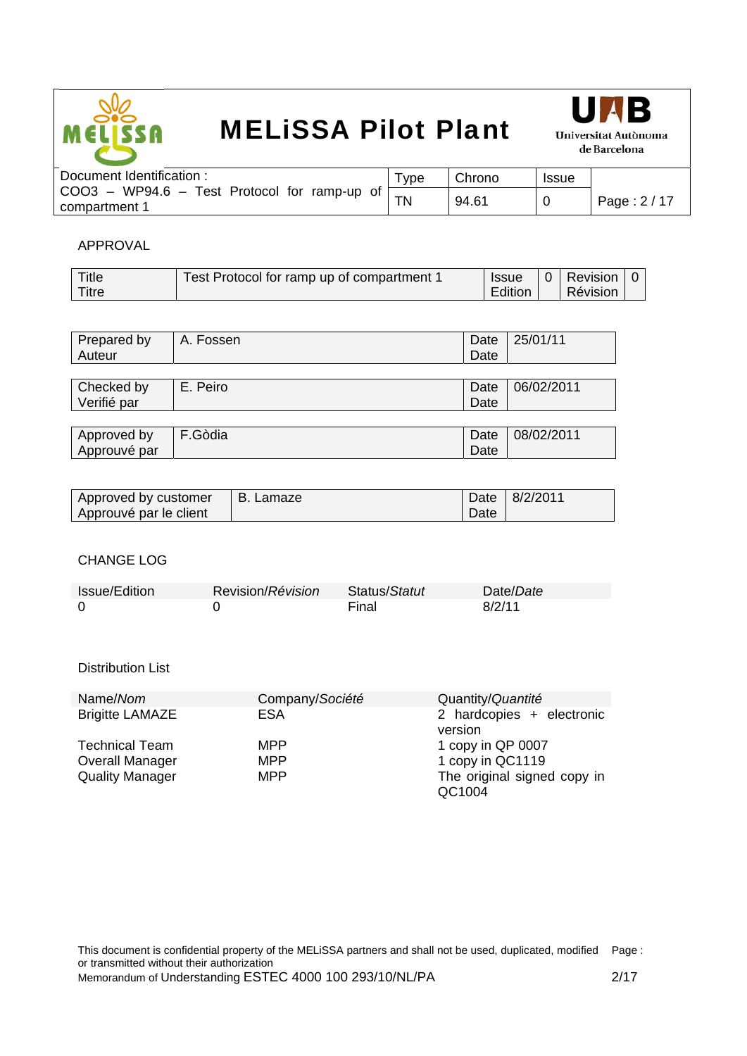APPROVAL

| Title<br>Titre | Test Protocol for ramp up of compartment 1 | Issue<br>Edition | 0 | Revision<br>Révision | 0 |
|---|---|---|---|---|---|

| Prepared by<br>Auteur | A. Fossen | Date<br>Date | 25/01/11 |
|---|---|---|---|

| Checked by<br>Verifié par | E. Peiro | Date<br>Date | 06/02/2011 |
|---|---|---|---|

| Approved by<br>Approuvé par | F.Gòdia | Date<br>Date | 08/02/2011 |
|---|---|---|---|

| Approved by customer<br>Approuvé par le client | B. Lamaze | Date<br>Date | 8/2/2011 |
|---|---|---|---|

CHANGE LOG

| Issue/Edition | Revision/*Révision* | Status/*Statut* | Date/*Date* |
|---|---|---|---|
| 0 | 0 | Final | 8/2/11 |

Distribution List

| Name/*Nom* | Company/*Société* | Quantity/*Quantité* |
|---|---|---|
| Brigitte LAMAZE | ESA | 2 hardcopies + electronic version |
| Technical Team | MPP | 1 copy in QP 0007 |
| Overall Manager | MPP | 1 copy in QC1119 |
| Quality Manager | MPP | The original signed copy in QC1004 |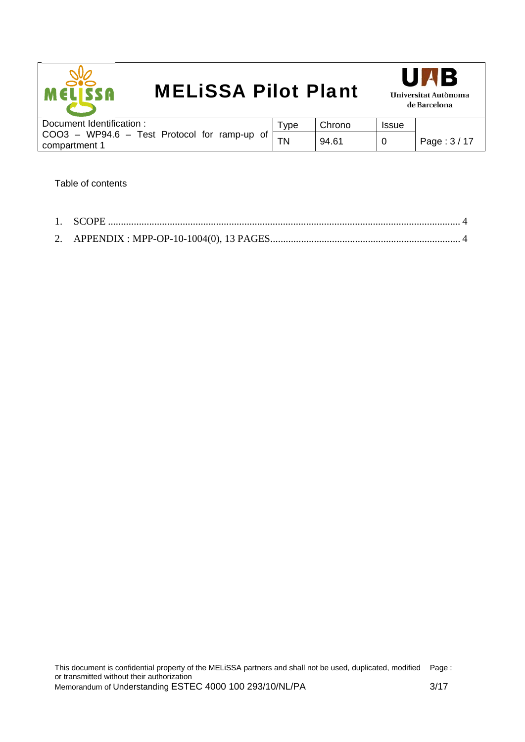Table of contents

1. SCOPE ........................................................................................................................................ 4
2. APPENDIX : MPP-OP-10-1004(0), 13 PAGES......................................................................... 4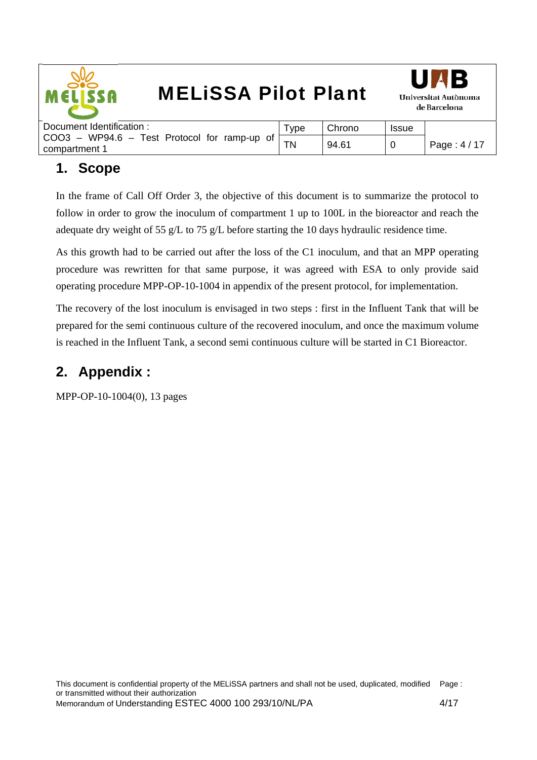## 1. Scope

In the frame of Call Off Order 3, the objective of this document is to summarize the protocol to follow in order to grow the inoculum of compartment 1 up to 100L in the bioreactor and reach the adequate dry weight of 55 g/L to 75 g/L before starting the 10 days hydraulic residence time.

As this growth had to be carried out after the loss of the C1 inoculum, and that an MPP operating procedure was rewritten for that same purpose, it was agreed with ESA to only provide said operating procedure MPP-OP-10-1004 in appendix of the present protocol, for implementation.

The recovery of the lost inoculum is envisaged in two steps : first in the Influent Tank that will be prepared for the semi continuous culture of the recovered inoculum, and once the maximum volume is reached in the Influent Tank, a second semi continuous culture will be started in C1 Bioreactor.

## 2. Appendix :

MPP-OP-10-1004(0), 13 pages